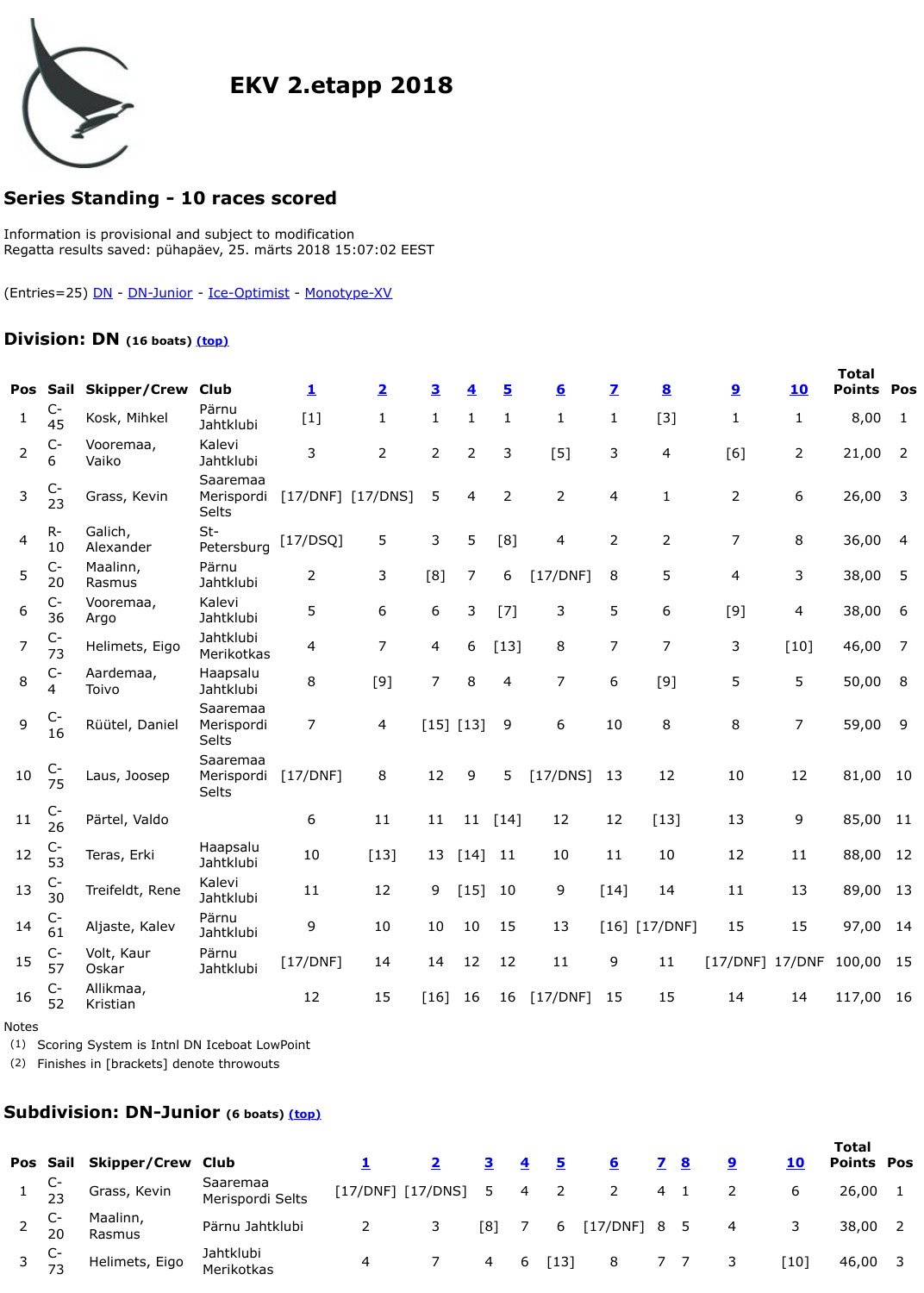# EKV 2.etapp 2018

## Series Standing - 10 races scored

Information is provisional and subject to modification
Regatta results saved: pühapäev, 25. märts 2018 15:07:02 EEST

(Entries=25) DN - DN-Junior - Ice-Optimist - Monotype-XV

### Division: DN (16 boats) (top)

| Pos | Sail | Skipper/Crew | Club | 1 | 2 | 3 | 4 | 5 | 6 | 7 | 8 | 9 | 10 | Total Points | Pos |
|---|---|---|---|---|---|---|---|---|---|---|---|---|---|---|---|
| 1 | C-45 | Kosk, Mihkel | Pärnu Jahtklubi | [1] | 1 | 1 | 1 | 1 | 1 | 1 | [3] | 1 | 1 | 8,00 | 1 |
| 2 | C-6 | Vooremaa, Vaiko | Kalevi Jahtklubi | 3 | 2 | 2 | 2 | 3 | [5] | 3 | 4 | [6] | 2 | 21,00 | 2 |
| 3 | C-23 | Grass, Kevin | Saaremaa Merispordi Selts | [17/DNF] | [17/DNS] | 5 | 4 | 2 | 2 | 4 | 1 | 2 | 6 | 26,00 | 3 |
| 4 | R-10 | Galich, Alexander | St-Petersburg | [17/DSQ] | 5 | 3 | 5 | [8] | 4 | 2 | 2 | 7 | 8 | 36,00 | 4 |
| 5 | C-20 | Maalinn, Rasmus | Pärnu Jahtklubi | 2 | 3 | [8] | 7 | 6 | [17/DNF] | 8 | 5 | 4 | 3 | 38,00 | 5 |
| 6 | C-36 | Vooremaa, Argo | Kalevi Jahtklubi | 5 | 6 | 6 | 3 | [7] | 3 | 5 | 6 | [9] | 4 | 38,00 | 6 |
| 7 | C-73 | Helimets, Eigo | Jahtklubi Merikotkas | 4 | 7 | 4 | 6 | [13] | 8 | 7 | 7 | 3 | [10] | 46,00 | 7 |
| 8 | C-4 | Aardemaa, Toivo | Haapsalu Jahtklubi | 8 | [9] | 7 | 8 | 4 | 7 | 6 | [9] | 5 | 5 | 50,00 | 8 |
| 9 | C-16 | Rüütel, Daniel | Saaremaa Merispordi Selts | 7 | 4 | [15] | [13] | 9 | 6 | 10 | 8 | 8 | 7 | 59,00 | 9 |
| 10 | C-75 | Laus, Joosep | Saaremaa Merispordi Selts | [17/DNF] | 8 | 12 | 9 | 5 | [17/DNS] | 13 | 12 | 10 | 12 | 81,00 | 10 |
| 11 | C-26 | Pärtel, Valdo | | 6 | 11 | 11 | 11 | [14] | 12 | 12 | [13] | 13 | 9 | 85,00 | 11 |
| 12 | C-53 | Teras, Erki | Haapsalu Jahtklubi | 10 | [13] | 13 | [14] | 11 | 10 | 11 | 10 | 12 | 11 | 88,00 | 12 |
| 13 | C-30 | Treifeldt, Rene | Kalevi Jahtklubi | 11 | 12 | 9 | [15] | 10 | 9 | [14] | 14 | 11 | 13 | 89,00 | 13 |
| 14 | C-61 | Aljaste, Kalev | Pärnu Jahtklubi | 9 | 10 | 10 | 10 | 15 | 13 | [16] | [17/DNF] | 15 | 15 | 97,00 | 14 |
| 15 | C-57 | Volt, Kaur Oskar | Pärnu Jahtklubi | [17/DNF] | 14 | 14 | 12 | 12 | 11 | 9 | 11 | [17/DNF] | 17/DNF | 100,00 | 15 |
| 16 | C-52 | Allikmaa, Kristian | | 12 | 15 | [16] | 16 | 16 | [17/DNF] | 15 | 15 | 14 | 14 | 117,00 | 16 |

Notes
(1) Scoring System is Intnl DN Iceboat LowPoint
(2) Finishes in [brackets] denote throwouts

### Subdivision: DN-Junior (6 boats) (top)

| Pos | Sail | Skipper/Crew | Club | 1 | 2 | 3 | 4 | 5 | 6 | 7 | 8 | 9 | 10 | Total Points | Pos |
|---|---|---|---|---|---|---|---|---|---|---|---|---|---|---|---|
| 1 | C-23 | Grass, Kevin | Saaremaa Merispordi Selts | [17/DNF] | [17/DNS] | 5 | 4 | 2 | 2 | 4 | 1 | 2 | 6 | 26,00 | 1 |
| 2 | C-20 | Maalinn, Rasmus | Pärnu Jahtklubi | 2 | 3 | [8] | 7 | 6 | [17/DNF] | 8 | 5 | 4 | 3 | 38,00 | 2 |
| 3 | C-73 | Helimets, Eigo | Jahtklubi Merikotkas | 4 | 7 | 4 | 6 | [13] | 8 | 7 | 7 | 3 | [10] | 46,00 | 3 |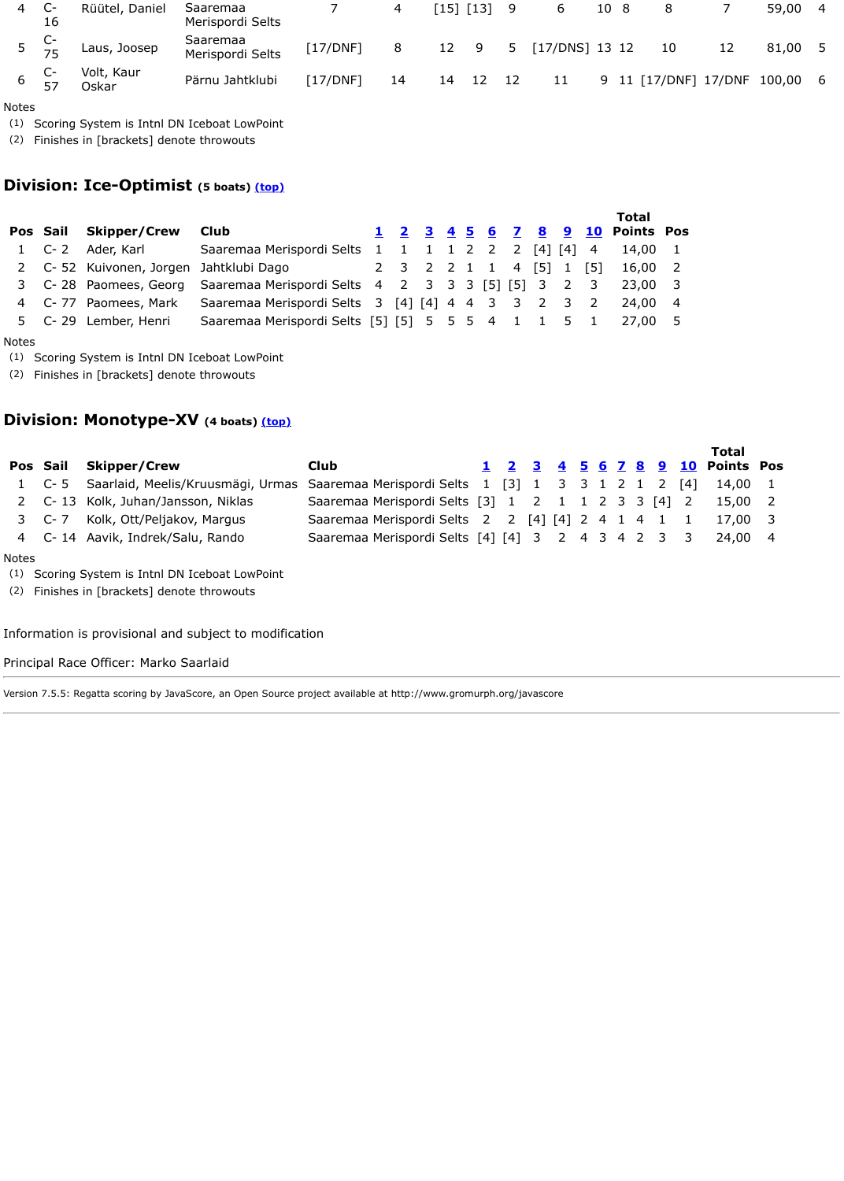| Pos | Sail | Skipper/Crew | Club | 1 | 2 | 3 | 4 | 5 | 6 | 7 | 8 | 9 | 10 | Total Points | Pos |
|---|---|---|---|---|---|---|---|---|---|---|---|---|---|---|---|
| 4 | C-16 | Rüütel, Daniel | Saaremaa Merispordi Selts | 7 | 4 | [15] | [13] | 9 | 6 | 10 | 8 | 8 | 7 | 59,00 | 4 |
| 5 | C-75 | Laus, Joosep | Saaremaa Merispordi Selts | [17/DNF] | 8 | 12 | 9 | 5 | [17/DNS] | 13 | 12 | 10 | 12 | 81,00 | 5 |
| 6 | C-57 | Volt, Kaur Oskar | Pärnu Jahtklubi | [17/DNF] | 14 | 14 | 12 | 12 | 11 | 9 | 11 | [17/DNF] | 17/DNF | 100,00 | 6 |

Notes
(1) Scoring System is Intnl DN Iceboat LowPoint
(2) Finishes in [brackets] denote throwouts

## Division: Ice-Optimist (5 boats) (top)

| Pos | Sail | Skipper/Crew | Club | 1 | 2 | 3 | 4 | 5 | 6 | 7 | 8 | 9 | 10 | Total Points | Pos |
|---|---|---|---|---|---|---|---|---|---|---|---|---|---|---|---|
| 1 | C- 2 | Ader, Karl | Saaremaa Merispordi Selts | 1 | 1 | 1 | 1 | 2 | 2 | 2 | [4] | [4] | 4 | 14,00 | 1 |
| 2 | C- 52 | Kuivonen, Jorgen | Jahtklubi Dago | 2 | 3 | 2 | 2 | 1 | 1 | 4 | [5] | 1 | [5] | 16,00 | 2 |
| 3 | C- 28 | Paomees, Georg | Saaremaa Merispordi Selts | 4 | 2 | 3 | 3 | 3 | [5] | [5] | 3 | 2 | 3 | 23,00 | 3 |
| 4 | C- 77 | Paomees, Mark | Saaremaa Merispordi Selts | 3 | [4] | [4] | 4 | 4 | 3 | 3 | 2 | 3 | 2 | 24,00 | 4 |
| 5 | C- 29 | Lember, Henri | Saaremaa Merispordi Selts | [5] | [5] | 5 | 5 | 5 | 4 | 1 | 1 | 5 | 1 | 27,00 | 5 |

Notes
(1) Scoring System is Intnl DN Iceboat LowPoint
(2) Finishes in [brackets] denote throwouts

## Division: Monotype-XV (4 boats) (top)

| Pos | Sail | Skipper/Crew | Club | 1 | 2 | 3 | 4 | 5 | 6 | 7 | 8 | 9 | 10 | Total Points | Pos |
|---|---|---|---|---|---|---|---|---|---|---|---|---|---|---|---|
| 1 | C- 5 | Saarlaid, Meelis/Kruusmägi, Urmas | Saaremaa Merispordi Selts | 1 | [3] | 1 | 3 | 3 | 1 | 2 | 1 | 2 | [4] | 14,00 | 1 |
| 2 | C- 13 | Kolk, Juhan/Jansson, Niklas | Saaremaa Merispordi Selts | [3] | 1 | 2 | 1 | 1 | 2 | 3 | 3 | [4] | 2 | 15,00 | 2 |
| 3 | C- 7 | Kolk, Ott/Peljakov, Margus | Saaremaa Merispordi Selts | 2 | 2 | [4] | [4] | 2 | 4 | 1 | 4 | 1 | 1 | 17,00 | 3 |
| 4 | C- 14 | Aavik, Indrek/Salu, Rando | Saaremaa Merispordi Selts | [4] | [4] | 3 | 2 | 4 | 3 | 4 | 2 | 3 | 3 | 24,00 | 4 |

Notes
(1) Scoring System is Intnl DN Iceboat LowPoint
(2) Finishes in [brackets] denote throwouts

Information is provisional and subject to modification

Principal Race Officer: Marko Saarlaid

Version 7.5.5: Regatta scoring by JavaScore, an Open Source project available at http://www.gromurph.org/javascore